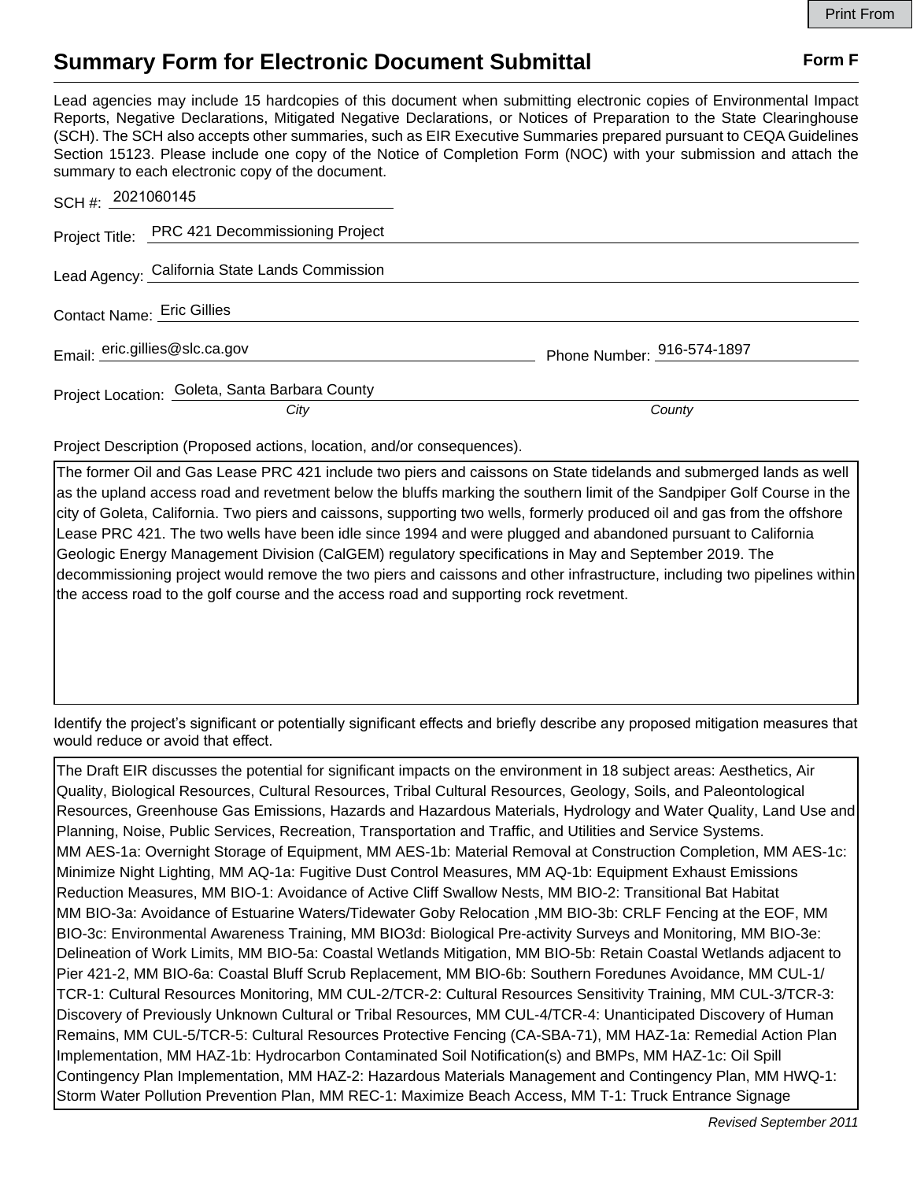Print From

# Summary Form for Electronic Document Submittal

**Form F**

Lead agencies may include 15 hardcopies of this document when submitting electronic copies of Environmental Impact Reports, Negative Declarations, Mitigated Negative Declarations, or Notices of Preparation to the State Clearinghouse (SCH). The SCH also accepts other summaries, such as EIR Executive Summaries prepared pursuant to CEQA Guidelines Section 15123. Please include one copy of the Notice of Completion Form (NOC) with your submission and attach the summary to each electronic copy of the document.

SCH #: 2021060145

Project Title: PRC 421 Decommissioning Project

Lead Agency: California State Lands Commission

Contact Name: Eric Gillies

Email: eric.gillies@slc.ca.gov    Phone Number: 916-574-1897

Project Location: Goleta, Santa Barbara County
*City*    *County*

Project Description (Proposed actions, location, and/or consequences).

The former Oil and Gas Lease PRC 421 include two piers and caissons on State tidelands and submerged lands as well as the upland access road and revetment below the bluffs marking the southern limit of the Sandpiper Golf Course in the city of Goleta, California. Two piers and caissons, supporting two wells, formerly produced oil and gas from the offshore Lease PRC 421. The two wells have been idle since 1994 and were plugged and abandoned pursuant to California Geologic Energy Management Division (CalGEM) regulatory specifications in May and September 2019. The decommissioning project would remove the two piers and caissons and other infrastructure, including two pipelines within the access road to the golf course and the access road and supporting rock revetment.

Identify the project's significant or potentially significant effects and briefly describe any proposed mitigation measures that would reduce or avoid that effect.

The Draft EIR discusses the potential for significant impacts on the environment in 18 subject areas: Aesthetics, Air Quality, Biological Resources, Cultural Resources, Tribal Cultural Resources, Geology, Soils, and Paleontological Resources, Greenhouse Gas Emissions, Hazards and Hazardous Materials, Hydrology and Water Quality, Land Use and Planning, Noise, Public Services, Recreation, Transportation and Traffic, and Utilities and Service Systems.
MM AES-1a: Overnight Storage of Equipment, MM AES-1b: Material Removal at Construction Completion, MM AES-1c: Minimize Night Lighting, MM AQ-1a: Fugitive Dust Control Measures, MM AQ-1b: Equipment Exhaust Emissions Reduction Measures, MM BIO-1: Avoidance of Active Cliff Swallow Nests, MM BIO-2: Transitional Bat Habitat
MM BIO-3a: Avoidance of Estuarine Waters/Tidewater Goby Relocation ,MM BIO-3b: CRLF Fencing at the EOF, MM BIO-3c: Environmental Awareness Training, MM BIO3d: Biological Pre-activity Surveys and Monitoring, MM BIO-3e: Delineation of Work Limits, MM BIO-5a: Coastal Wetlands Mitigation, MM BIO-5b: Retain Coastal Wetlands adjacent to Pier 421-2, MM BIO-6a: Coastal Bluff Scrub Replacement, MM BIO-6b: Southern Foredunes Avoidance, MM CUL-1/ TCR-1: Cultural Resources Monitoring, MM CUL-2/TCR-2: Cultural Resources Sensitivity Training, MM CUL-3/TCR-3: Discovery of Previously Unknown Cultural or Tribal Resources, MM CUL-4/TCR-4: Unanticipated Discovery of Human Remains, MM CUL-5/TCR-5: Cultural Resources Protective Fencing (CA-SBA-71), MM HAZ-1a: Remedial Action Plan Implementation, MM HAZ-1b: Hydrocarbon Contaminated Soil Notification(s) and BMPs, MM HAZ-1c: Oil Spill Contingency Plan Implementation, MM HAZ-2: Hazardous Materials Management and Contingency Plan, MM HWQ-1: Storm Water Pollution Prevention Plan, MM REC-1: Maximize Beach Access, MM T-1: Truck Entrance Signage

*Revised September 2011*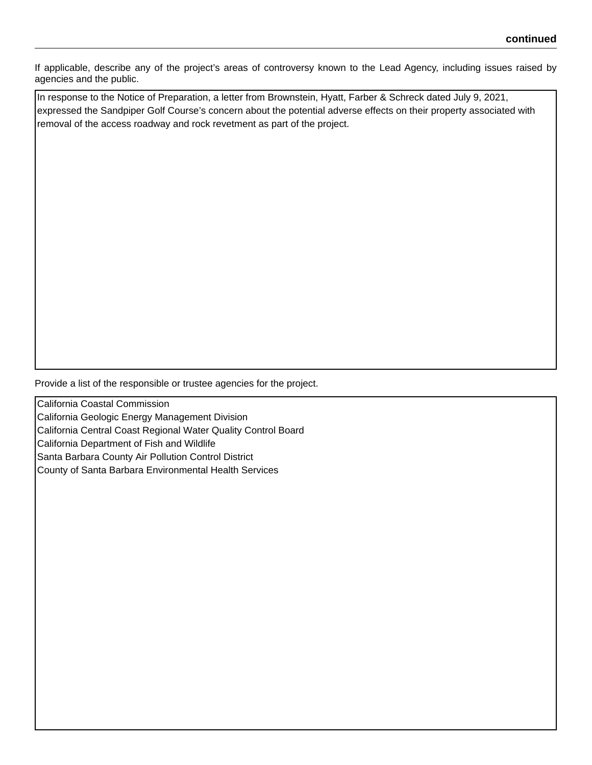**continued**

If applicable, describe any of the project's areas of controversy known to the Lead Agency, including issues raised by agencies and the public.

In response to the Notice of Preparation, a letter from Brownstein, Hyatt, Farber & Schreck dated July 9, 2021, expressed the Sandpiper Golf Course's concern about the potential adverse effects on their property associated with removal of the access roadway and rock revetment as part of the project.

Provide a list of the responsible or trustee agencies for the project.

California Coastal Commission
California Geologic Energy Management Division
California Central Coast Regional Water Quality Control Board
California Department of Fish and Wildlife
Santa Barbara County Air Pollution Control District
County of Santa Barbara Environmental Health Services